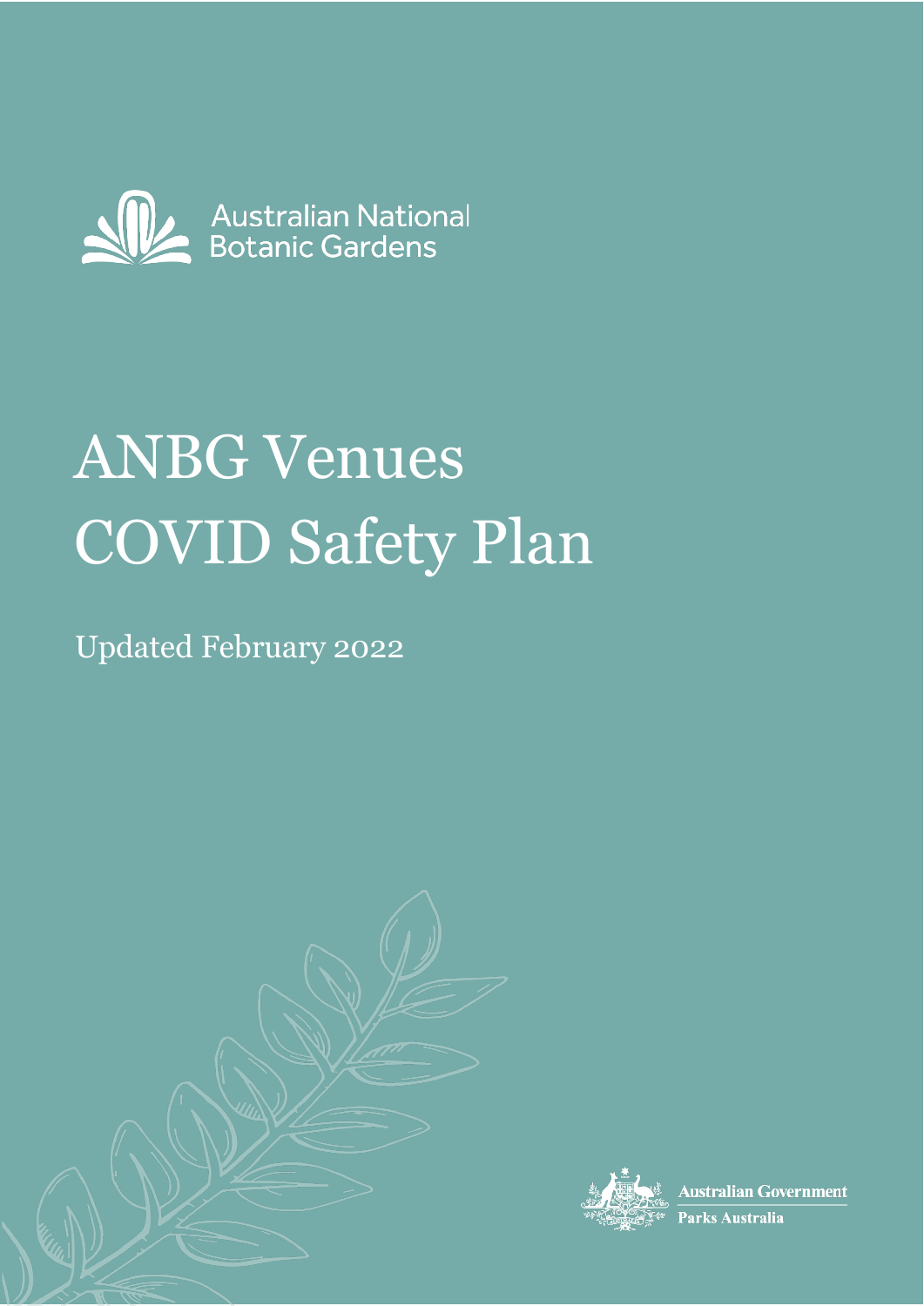Australian National Botanic Gardens

# ANBG Venues COVID Safety Plan

Updated February 2022

Australian Government

Parks Australia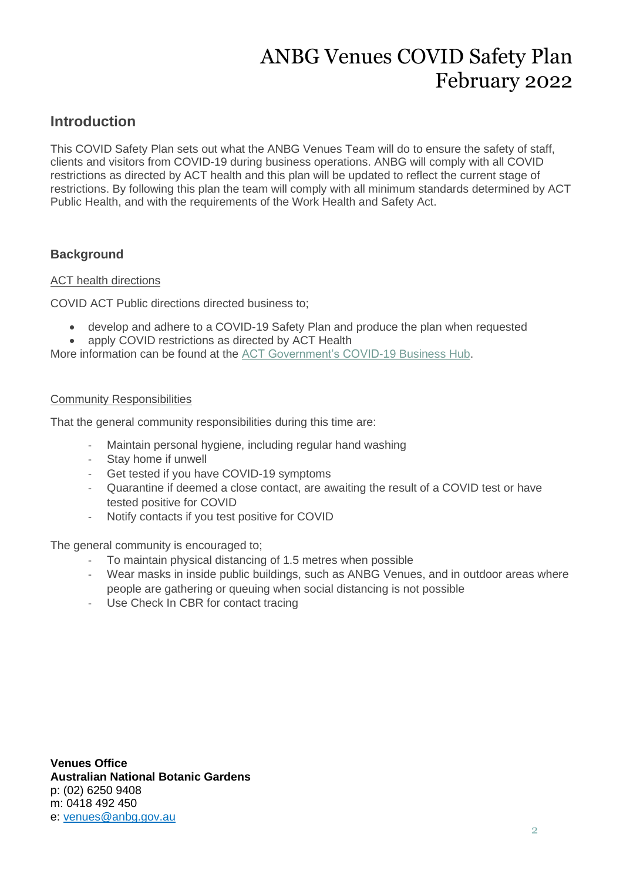# ANBG Venues COVID Safety Plan February 2022

## Introduction

This COVID Safety Plan sets out what the ANBG Venues Team will do to ensure the safety of staff, clients and visitors from COVID-19 during business operations. ANBG will comply with all COVID restrictions as directed by ACT health and this plan will be updated to reflect the current stage of restrictions. By following this plan the team will comply with all minimum standards determined by ACT Public Health, and with the requirements of the Work Health and Safety Act.

### Background

ACT health directions

COVID ACT Public directions directed business to;

- develop and adhere to a COVID-19 Safety Plan and produce the plan when requested
- apply COVID restrictions as directed by ACT Health

More information can be found at the [ACT Government's COVID-19 Business Hub](#).

Community Responsibilities

That the general community responsibilities during this time are:

- Maintain personal hygiene, including regular hand washing
- Stay home if unwell
- Get tested if you have COVID-19 symptoms
- Quarantine if deemed a close contact, are awaiting the result of a COVID test or have tested positive for COVID
- Notify contacts if you test positive for COVID

The general community is encouraged to;

- To maintain physical distancing of 1.5 metres when possible
- Wear masks in inside public buildings, such as ANBG Venues, and in outdoor areas where people are gathering or queuing when social distancing is not possible
- Use Check In CBR for contact tracing

**Venues Office**
**Australian National Botanic Gardens**
p: (02) 6250 9408
m: 0418 492 450
e: [venues@anbg.gov.au](mailto:venues@anbg.gov.au)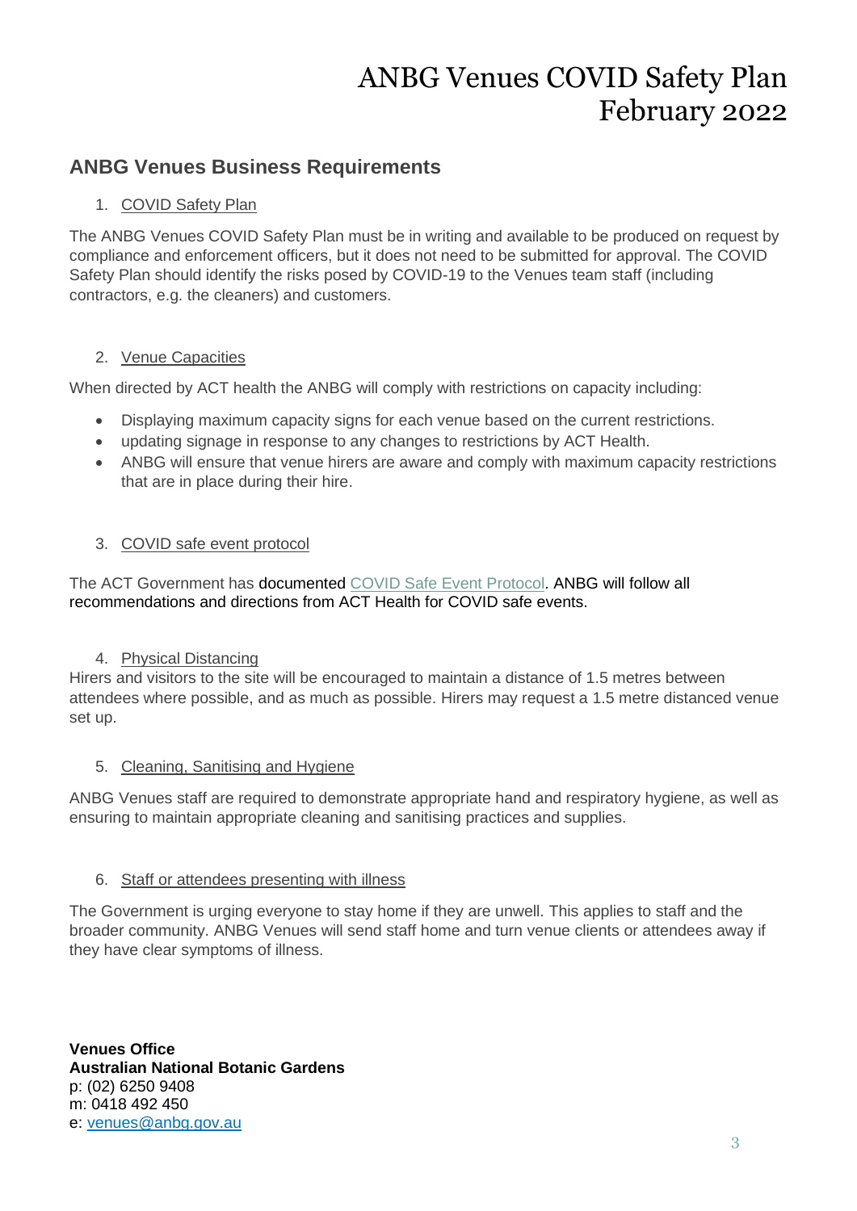## ANBG Venues Business Requirements

1. COVID Safety Plan

The ANBG Venues COVID Safety Plan must be in writing and available to be produced on request by compliance and enforcement officers, but it does not need to be submitted for approval. The COVID Safety Plan should identify the risks posed by COVID-19 to the Venues team staff (including contractors, e.g. the cleaners) and customers.

2. Venue Capacities

When directed by ACT health the ANBG will comply with restrictions on capacity including:

- Displaying maximum capacity signs for each venue based on the current restrictions.
- updating signage in response to any changes to restrictions by ACT Health.
- ANBG will ensure that venue hirers are aware and comply with maximum capacity restrictions that are in place during their hire.

3. COVID safe event protocol

The ACT Government has documented COVID Safe Event Protocol. ANBG will follow all recommendations and directions from ACT Health for COVID safe events.

4. Physical Distancing

Hirers and visitors to the site will be encouraged to maintain a distance of 1.5 metres between attendees where possible, and as much as possible. Hirers may request a 1.5 metre distanced venue set up.

5. Cleaning, Sanitising and Hygiene

ANBG Venues staff are required to demonstrate appropriate hand and respiratory hygiene, as well as ensuring to maintain appropriate cleaning and sanitising practices and supplies.

6. Staff or attendees presenting with illness

The Government is urging everyone to stay home if they are unwell. This applies to staff and the broader community. ANBG Venues will send staff home and turn venue clients or attendees away if they have clear symptoms of illness.

**Venues Office**
**Australian National Botanic Gardens**
p: (02) 6250 9408
m: 0418 492 450
e: venues@anbg.gov.au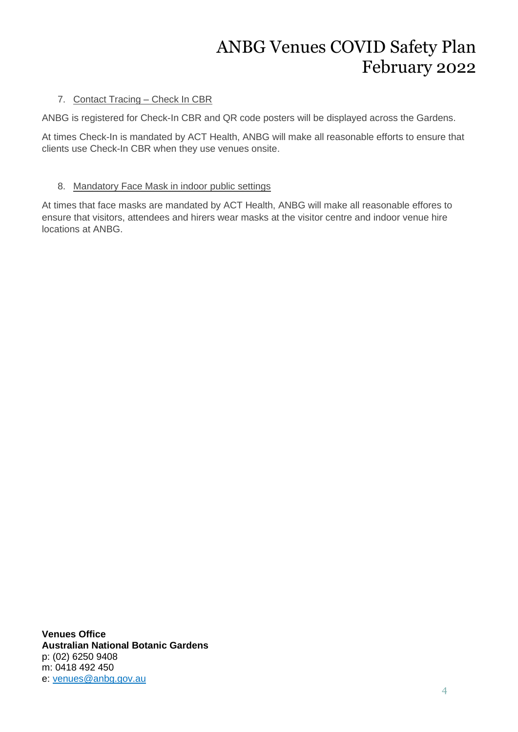7. Contact Tracing – Check In CBR

ANBG is registered for Check-In CBR and QR code posters will be displayed across the Gardens.

At times Check-In is mandated by ACT Health, ANBG will make all reasonable efforts to ensure that clients use Check-In CBR when they use venues onsite.

8. Mandatory Face Mask in indoor public settings

At times that face masks are mandated by ACT Health, ANBG will make all reasonable effores to ensure that visitors, attendees and hirers wear masks at the visitor centre and indoor venue hire locations at ANBG.

**Venues Office**
**Australian National Botanic Gardens**
p: (02) 6250 9408
m: 0418 492 450
e: venues@anbg.gov.au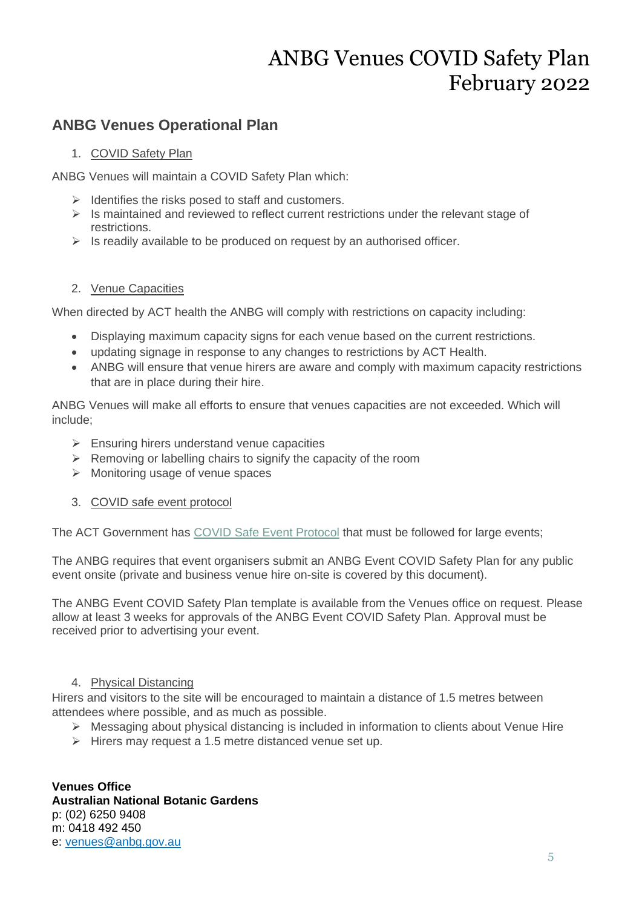# ANBG Venues COVID Safety Plan February 2022

## ANBG Venues Operational Plan

1. COVID Safety Plan

ANBG Venues will maintain a COVID Safety Plan which:

- Identifies the risks posed to staff and customers.
- Is maintained and reviewed to reflect current restrictions under the relevant stage of restrictions.
- Is readily available to be produced on request by an authorised officer.

2. Venue Capacities

When directed by ACT health the ANBG will comply with restrictions on capacity including:

- Displaying maximum capacity signs for each venue based on the current restrictions.
- updating signage in response to any changes to restrictions by ACT Health.
- ANBG will ensure that venue hirers are aware and comply with maximum capacity restrictions that are in place during their hire.

ANBG Venues will make all efforts to ensure that venues capacities are not exceeded. Which will include;

- Ensuring hirers understand venue capacities
- Removing or labelling chairs to signify the capacity of the room
- Monitoring usage of venue spaces

3. COVID safe event protocol

The ACT Government has COVID Safe Event Protocol that must be followed for large events;

The ANBG requires that event organisers submit an ANBG Event COVID Safety Plan for any public event onsite (private and business venue hire on-site is covered by this document).

The ANBG Event COVID Safety Plan template is available from the Venues office on request. Please allow at least 3 weeks for approvals of the ANBG Event COVID Safety Plan. Approval must be received prior to advertising your event.

4. Physical Distancing

Hirers and visitors to the site will be encouraged to maintain a distance of 1.5 metres between attendees where possible, and as much as possible.

- Messaging about physical distancing is included in information to clients about Venue Hire
- Hirers may request a 1.5 metre distanced venue set up.

**Venues Office**
**Australian National Botanic Gardens**
p: (02) 6250 9408
m: 0418 492 450
e: venues@anbg.gov.au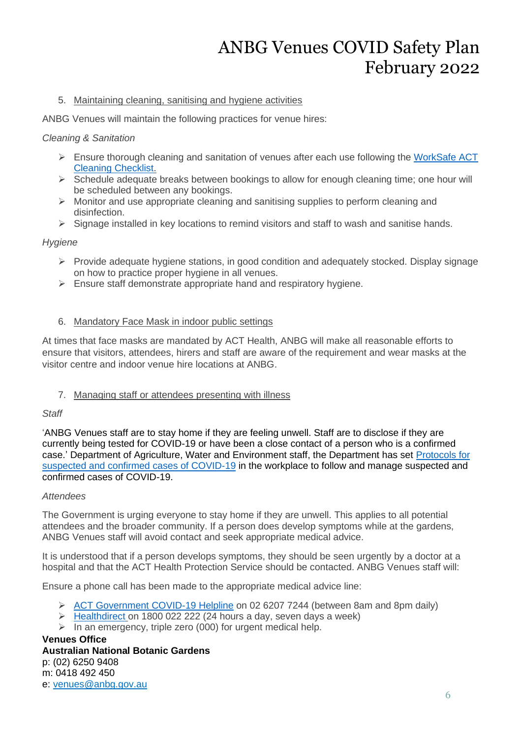5. Maintaining cleaning, sanitising and hygiene activities

ANBG Venues will maintain the following practices for venue hires:

*Cleaning & Sanitation*

- Ensure thorough cleaning and sanitation of venues after each use following the WorkSafe ACT Cleaning Checklist.
- Schedule adequate breaks between bookings to allow for enough cleaning time; one hour will be scheduled between any bookings.
- Monitor and use appropriate cleaning and sanitising supplies to perform cleaning and disinfection.
- Signage installed in key locations to remind visitors and staff to wash and sanitise hands.

*Hygiene*

- Provide adequate hygiene stations, in good condition and adequately stocked. Display signage on how to practice proper hygiene in all venues.
- Ensure staff demonstrate appropriate hand and respiratory hygiene.

6. Mandatory Face Mask in indoor public settings

At times that face masks are mandated by ACT Health, ANBG will make all reasonable efforts to ensure that visitors, attendees, hirers and staff are aware of the requirement and wear masks at the visitor centre and indoor venue hire locations at ANBG.

7. Managing staff or attendees presenting with illness

*Staff*

'ANBG Venues staff are to stay home if they are feeling unwell. Staff are to disclose if they are currently being tested for COVID-19 or have been a close contact of a person who is a confirmed case.' Department of Agriculture, Water and Environment staff, the Department has set Protocols for suspected and confirmed cases of COVID-19 in the workplace to follow and manage suspected and confirmed cases of COVID-19.

*Attendees*

The Government is urging everyone to stay home if they are unwell. This applies to all potential attendees and the broader community. If a person does develop symptoms while at the gardens, ANBG Venues staff will avoid contact and seek appropriate medical advice.

It is understood that if a person develops symptoms, they should be seen urgently by a doctor at a hospital and that the ACT Health Protection Service should be contacted. ANBG Venues staff will:

Ensure a phone call has been made to the appropriate medical advice line:

- ACT Government COVID-19 Helpline on 02 6207 7244 (between 8am and 8pm daily)
- Healthdirect on 1800 022 222 (24 hours a day, seven days a week)
- In an emergency, triple zero (000) for urgent medical help.

**Venues Office**
**Australian National Botanic Gardens**
p: (02) 6250 9408
m: 0418 492 450
e: venues@anbg.gov.au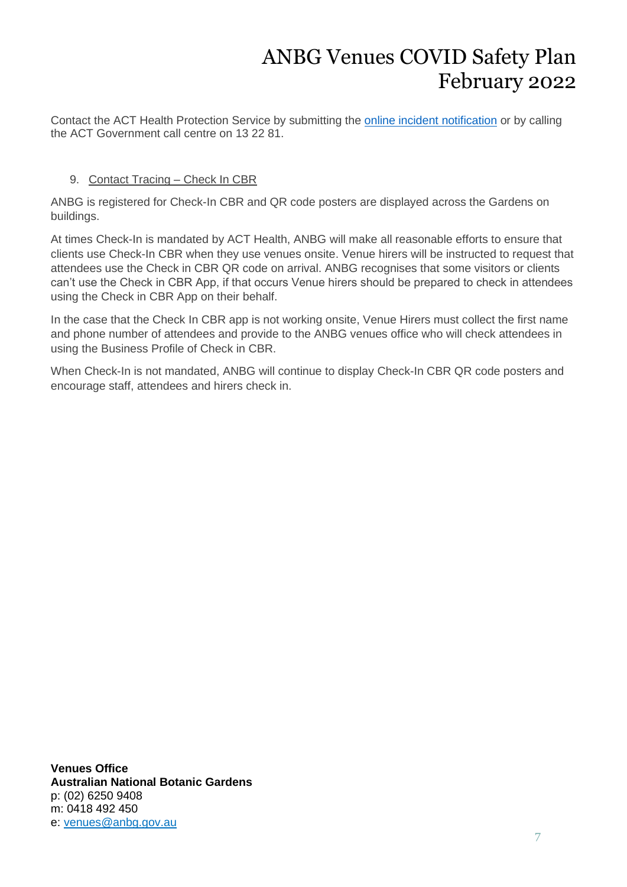Contact the ACT Health Protection Service by submitting the [online incident notification]() or by calling the ACT Government call centre on 13 22 81.

9. Contact Tracing – Check In CBR

ANBG is registered for Check-In CBR and QR code posters are displayed across the Gardens on buildings.

At times Check-In is mandated by ACT Health, ANBG will make all reasonable efforts to ensure that clients use Check-In CBR when they use venues onsite. Venue hirers will be instructed to request that attendees use the Check in CBR QR code on arrival. ANBG recognises that some visitors or clients can't use the Check in CBR App, if that occurs Venue hirers should be prepared to check in attendees using the Check in CBR App on their behalf.

In the case that the Check In CBR app is not working onsite, Venue Hirers must collect the first name and phone number of attendees and provide to the ANBG venues office who will check attendees in using the Business Profile of Check in CBR.

When Check-In is not mandated, ANBG will continue to display Check-In CBR QR code posters and encourage staff, attendees and hirers check in.

**Venues Office**
**Australian National Botanic Gardens**
p: (02) 6250 9408
m: 0418 492 450
e: venues@anbg.gov.au